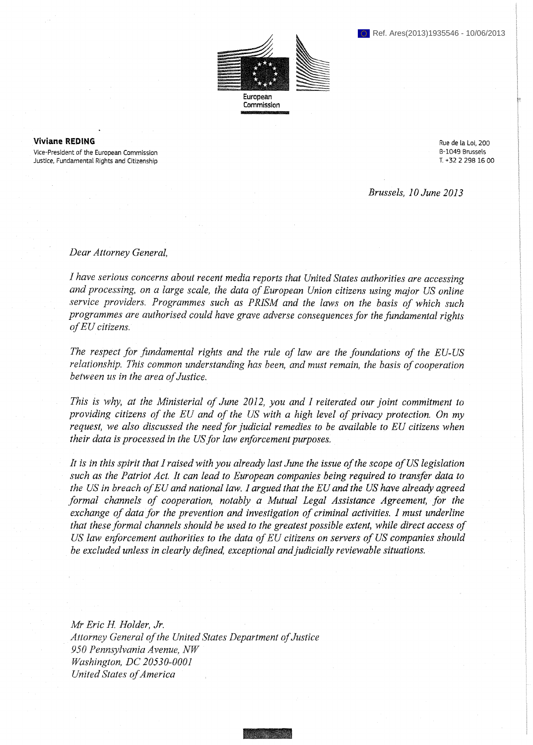Ref. Ares(2013)1935546 - 10/06/2013

European Commission

**Viviane REDING**
Vice-President of the European Commission
Justice, Fundamental Rights and Citizenship

Rue de la Loi, 200
B-1049 Brussels
T. +32 2 298 16 00

*Brussels, 10 June 2013*

*Dear Attorney General,*

*I have serious concerns about recent media reports that United States authorities are accessing and processing, on a large scale, the data of European Union citizens using major US online service providers. Programmes such as PRISM and the laws on the basis of which such programmes are authorised could have grave adverse consequences for the fundamental rights of EU citizens.*

*The respect for fundamental rights and the rule of law are the foundations of the EU-US relationship. This common understanding has been, and must remain, the basis of cooperation between us in the area of Justice.*

*This is why, at the Ministerial of June 2012, you and I reiterated our joint commitment to providing citizens of the EU and of the US with a high level of privacy protection. On my request, we also discussed the need for judicial remedies to be available to EU citizens when their data is processed in the US for law enforcement purposes.*

*It is in this spirit that I raised with you already last June the issue of the scope of US legislation such as the Patriot Act. It can lead to European companies being required to transfer data to the US in breach of EU and national law. I argued that the EU and the US have already agreed formal channels of cooperation, notably a Mutual Legal Assistance Agreement, for the exchange of data for the prevention and investigation of criminal activities. I must underline that these formal channels should be used to the greatest possible extent, while direct access of US law enforcement authorities to the data of EU citizens on servers of US companies should be excluded unless in clearly defined, exceptional and judicially reviewable situations.*

*Mr Eric H. Holder, Jr.*
*Attorney General of the United States Department of Justice*
*950 Pennsylvania Avenue, NW*
*Washington, DC 20530-0001*
*United States of America*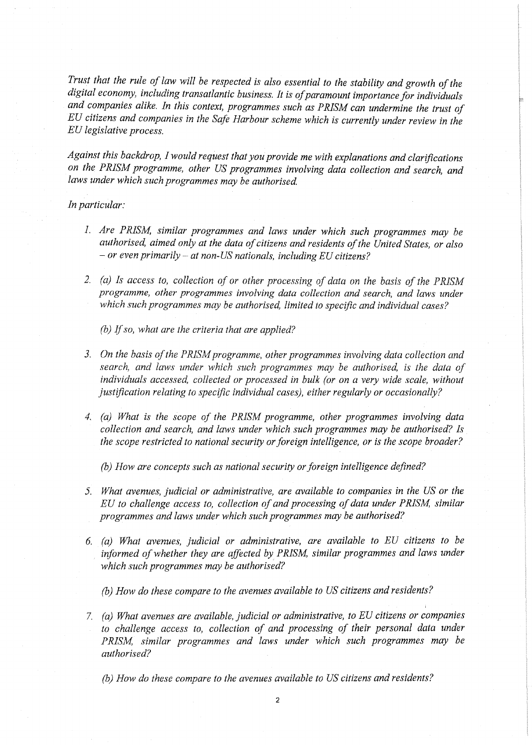*Trust that the rule of law will be respected is also essential to the stability and growth of the digital economy, including transatlantic business. It is of paramount importance for individuals and companies alike. In this context, programmes such as PRISM can undermine the trust of EU citizens and companies in the Safe Harbour scheme which is currently under review in the EU legislative process.*

*Against this backdrop, I would request that you provide me with explanations and clarifications on the PRISM programme, other US programmes involving data collection and search, and laws under which such programmes may be authorised.*

*In particular:*

1. *Are PRISM, similar programmes and laws under which such programmes may be authorised, aimed only at the data of citizens and residents of the United States, or also – or even primarily – at non-US nationals, including EU citizens?*

2. *(a) Is access to, collection of or other processing of data on the basis of the PRISM programme, other programmes involving data collection and search, and laws under which such programmes may be authorised, limited to specific and individual cases?*

   *(b) If so, what are the criteria that are applied?*

3. *On the basis of the PRISM programme, other programmes involving data collection and search, and laws under which such programmes may be authorised, is the data of individuals accessed, collected or processed in bulk (or on a very wide scale, without justification relating to specific individual cases), either regularly or occasionally?*

4. *(a) What is the scope of the PRISM programme, other programmes involving data collection and search, and laws under which such programmes may be authorised? Is the scope restricted to national security or foreign intelligence, or is the scope broader?*

   *(b) How are concepts such as national security or foreign intelligence defined?*

5. *What avenues, judicial or administrative, are available to companies in the US or the EU to challenge access to, collection of and processing of data under PRISM, similar programmes and laws under which such programmes may be authorised?*

6. *(a) What avenues, judicial or administrative, are available to EU citizens to be informed of whether they are affected by PRISM, similar programmes and laws under which such programmes may be authorised?*

   *(b) How do these compare to the avenues available to US citizens and residents?*

7. *(a) What avenues are available, judicial or administrative, to EU citizens or companies to challenge access to, collection of and processing of their personal data under PRISM, similar programmes and laws under which such programmes may be authorised?*

   *(b) How do these compare to the avenues available to US citizens and residents?*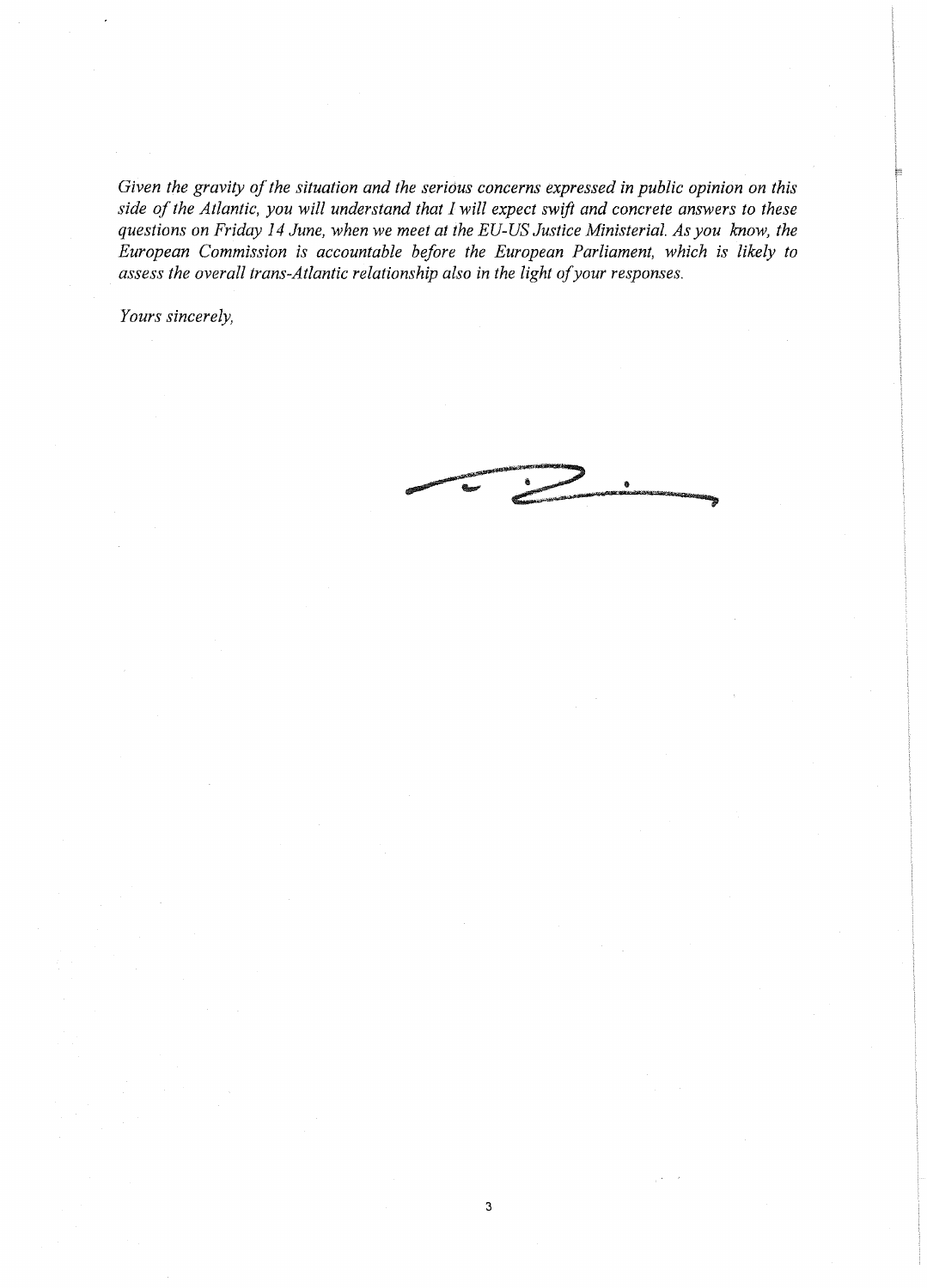*Given the gravity of the situation and the serious concerns expressed in public opinion on this side of the Atlantic, you will understand that I will expect swift and concrete answers to these questions on Friday 14 June, when we meet at the EU-US Justice Ministerial. As you know, the European Commission is accountable before the European Parliament, which is likely to assess the overall trans-Atlantic relationship also in the light of your responses.*

*Yours sincerely,*